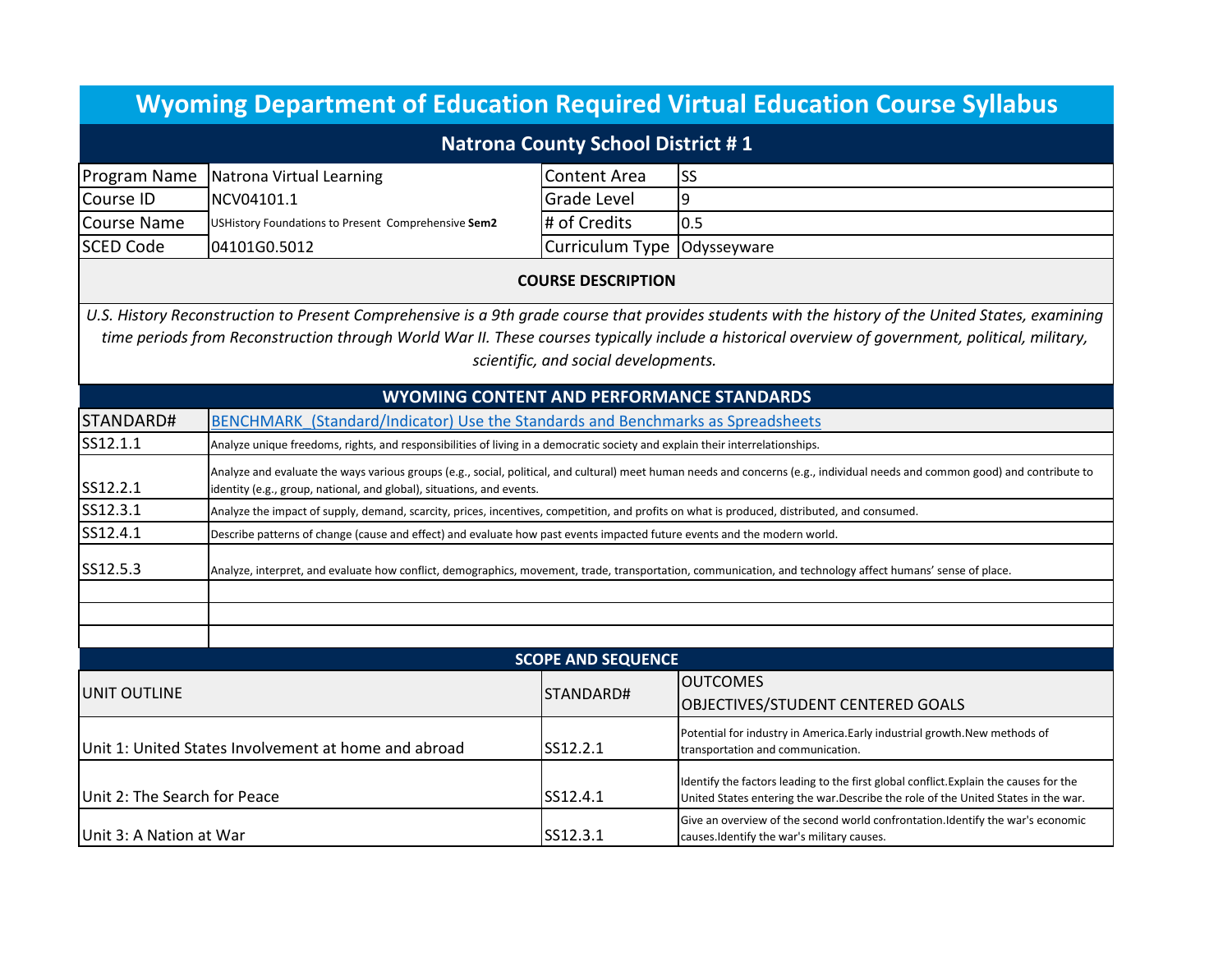# Wyoming Department of Education Required Virtual Education Course Syllabus

## Natrona County School District # 1

| Program Name | Natrona Virtual Learning | Content Area | SS |
|---|---|---|---|
| Course ID | NCV04101.1 | Grade Level | 9 |
| Course Name | USHistory Foundations to Present Comprehensive **Sem2** | # of Credits | 0.5 |
| SCED Code | 04101G0.5012 | Curriculum Type | Odysseyware |

### COURSE DESCRIPTION

*U.S. History Reconstruction to Present Comprehensive is a 9th grade course that provides students with the history of the United States, examining time periods from Reconstruction through World War II. These courses typically include a historical overview of government, political, military, scientific, and social developments.*

### WYOMING CONTENT AND PERFORMANCE STANDARDS

| STANDARD# | BENCHMARK_(Standard/Indicator) Use the Standards and Benchmarks as Spreadsheets |
|---|---|
| SS12.1.1 | Analyze unique freedoms, rights, and responsibilities of living in a democratic society and explain their interrelationships. |
| SS12.2.1 | Analyze and evaluate the ways various groups (e.g., social, political, and cultural) meet human needs and concerns (e.g., individual needs and common good) and contribute to identity (e.g., group, national, and global), situations, and events. |
| SS12.3.1 | Analyze the impact of supply, demand, scarcity, prices, incentives, competition, and profits on what is produced, distributed, and consumed. |
| SS12.4.1 | Describe patterns of change (cause and effect) and evaluate how past events impacted future events and the modern world. |
| SS12.5.3 | Analyze, interpret, and evaluate how conflict, demographics, movement, trade, transportation, communication, and technology affect humans' sense of place. |
| | |
| | |
| | |

### SCOPE AND SEQUENCE

| UNIT OUTLINE | STANDARD# | OUTCOMES OBJECTIVES/STUDENT CENTERED GOALS |
|---|---|---|
| Unit 1: United States Involvement at home and abroad | SS12.2.1 | Potential for industry in America.Early industrial growth.New methods of transportation and communication. |
| Unit 2: The Search for Peace | SS12.4.1 | Identify the factors leading to the first global conflict.Explain the causes for the United States entering the war.Describe the role of the United States in the war. |
| Unit 3: A Nation at War | SS12.3.1 | Give an overview of the second world confrontation.Identify the war's economic causes.Identify the war's military causes. |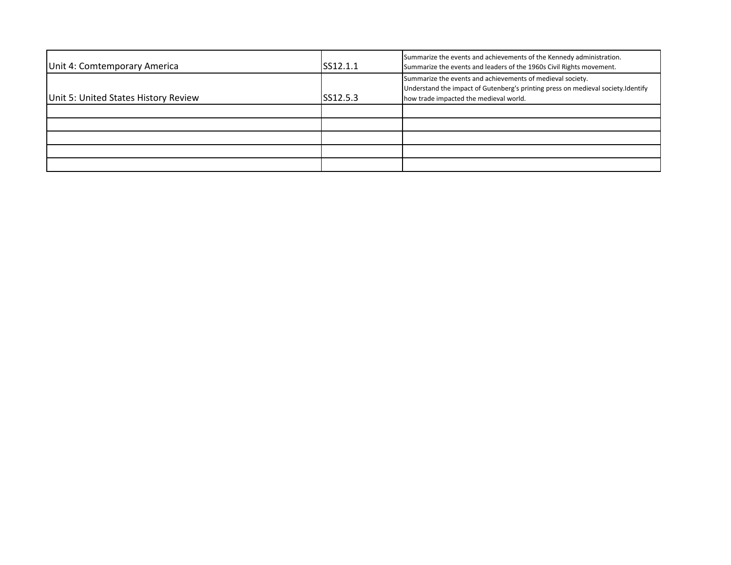| | | |
|---|---|---|
| Unit 4: Comtemporary America | SS12.1.1 | Summarize the events and achievements of the Kennedy administration.<br>Summarize the events and leaders of the 1960s Civil Rights movement. |
| Unit 5: United States History Review | SS12.5.3 | Summarize the events and achievements of medieval society.<br>Understand the impact of Gutenberg's printing press on medieval society.Identify how trade impacted the medieval world. |
| | | |
| | | |
| | | |
| | | |
| | | |